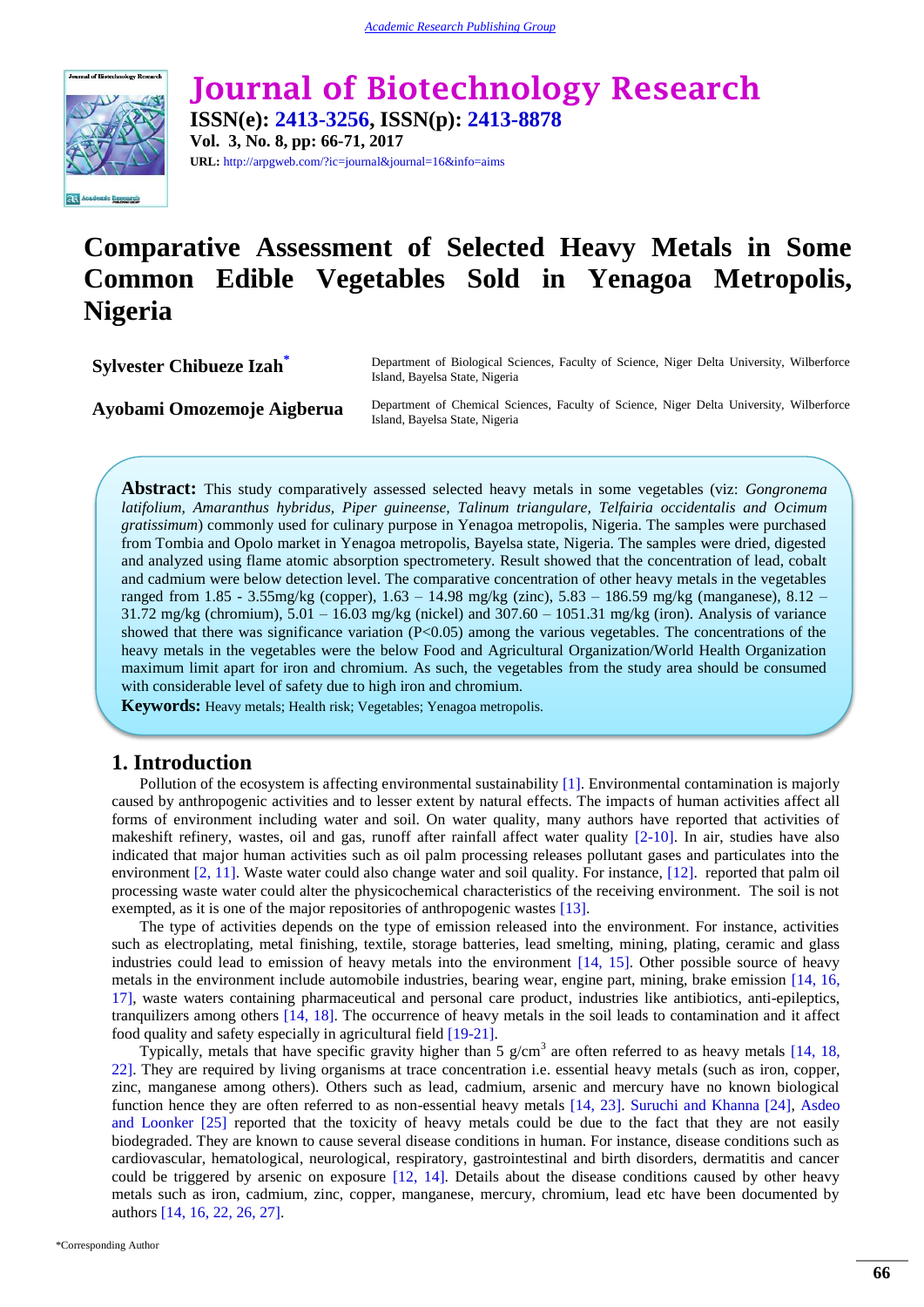# Comparative Assessment of Selected Heavy Metals in Some Common Edible Vegetables Sold in Yenagoa Metropolis, Nigeria

**Sylvester Chibueze Izah***

Department of Biological Sciences, Faculty of Science, Niger Delta University, Wilberforce Island, Bayelsa State, Nigeria

**Ayobami Omozemoje Aigberua**

Department of Chemical Sciences, Faculty of Science, Niger Delta University, Wilberforce Island, Bayelsa State, Nigeria

**Abstract:** This study comparatively assessed selected heavy metals in some vegetables (viz: *Gongronema latifolium, Amaranthus hybridus, Piper guineense, Talinum triangulare, Telfairia occidentalis and Ocimum gratissimum*) commonly used for culinary purpose in Yenagoa metropolis, Nigeria. The samples were purchased from Tombia and Opolo market in Yenagoa metropolis, Bayelsa state, Nigeria. The samples were dried, digested and analyzed using flame atomic absorption spectrometery. Result showed that the concentration of lead, cobalt and cadmium were below detection level. The comparative concentration of other heavy metals in the vegetables ranged from 1.85 - 3.55mg/kg (copper), 1.63 – 14.98 mg/kg (zinc), 5.83 – 186.59 mg/kg (manganese), 8.12 – 31.72 mg/kg (chromium), 5.01 – 16.03 mg/kg (nickel) and 307.60 – 1051.31 mg/kg (iron). Analysis of variance showed that there was significance variation ($P<0.05$) among the various vegetables. The concentrations of the heavy metals in the vegetables were the below Food and Agricultural Organization/World Health Organization maximum limit apart for iron and chromium. As such, the vegetables from the study area should be consumed with considerable level of safety due to high iron and chromium.

**Keywords:** Heavy metals; Health risk; Vegetables; Yenagoa metropolis.

## 1. Introduction

Pollution of the ecosystem is affecting environmental sustainability [1]. Environmental contamination is majorly caused by anthropogenic activities and to lesser extent by natural effects. The impacts of human activities affect all forms of environment including water and soil. On water quality, many authors have reported that activities of makeshift refinery, wastes, oil and gas, runoff after rainfall affect water quality [2-10]. In air, studies have also indicated that major human activities such as oil palm processing releases pollutant gases and particulates into the environment [2, 11]. Waste water could also change water and soil quality. For instance, [12]. reported that palm oil processing waste water could alter the physicochemical characteristics of the receiving environment. The soil is not exempted, as it is one of the major repositories of anthropogenic wastes [13].

The type of activities depends on the type of emission released into the environment. For instance, activities such as electroplating, metal finishing, textile, storage batteries, lead smelting, mining, plating, ceramic and glass industries could lead to emission of heavy metals into the environment [14, 15]. Other possible source of heavy metals in the environment include automobile industries, bearing wear, engine part, mining, brake emission [14, 16, 17], waste waters containing pharmaceutical and personal care product, industries like antibiotics, anti-epileptics, tranquilizers among others [14, 18]. The occurrence of heavy metals in the soil leads to contamination and it affect food quality and safety especially in agricultural field [19-21].

Typically, metals that have specific gravity higher than 5 g/cm$^3$ are often referred to as heavy metals [14, 18, 22]. They are required by living organisms at trace concentration i.e. essential heavy metals (such as iron, copper, zinc, manganese among others). Others such as lead, cadmium, arsenic and mercury have no known biological function hence they are often referred to as non-essential heavy metals [14, 23]. Suruchi and Khanna [24], Asdeo and Loonker [25] reported that the toxicity of heavy metals could be due to the fact that they are not easily biodegraded. They are known to cause several disease conditions in human. For instance, disease conditions such as cardiovascular, hematological, neurological, respiratory, gastrointestinal and birth disorders, dermatitis and cancer could be triggered by arsenic on exposure [12, 14]. Details about the disease conditions caused by other heavy metals such as iron, cadmium, zinc, copper, manganese, mercury, chromium, lead etc have been documented by authors [14, 16, 22, 26, 27].

*Corresponding Author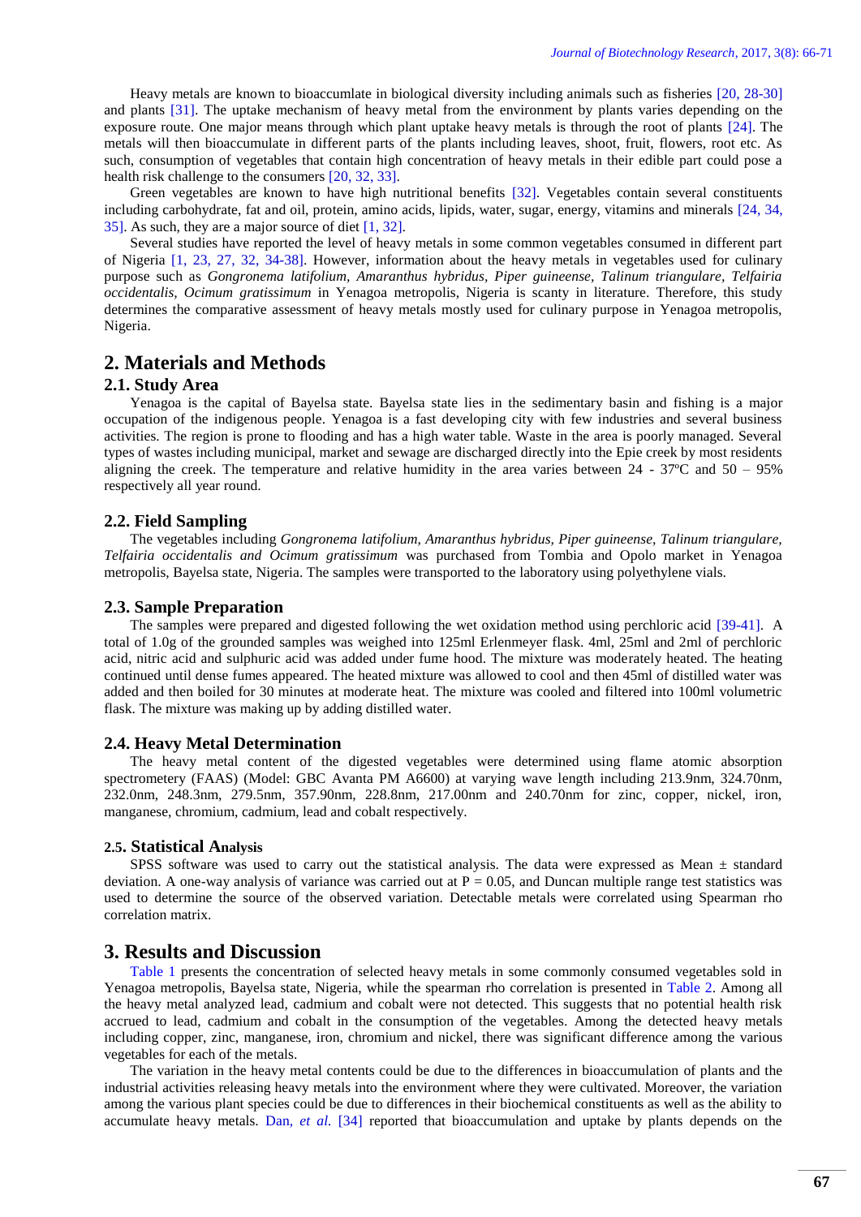Heavy metals are known to bioaccumlate in biological diversity including animals such as fisheries [20, 28-30] and plants [31]. The uptake mechanism of heavy metal from the environment by plants varies depending on the exposure route. One major means through which plant uptake heavy metals is through the root of plants [24]. The metals will then bioaccumulate in different parts of the plants including leaves, shoot, fruit, flowers, root etc. As such, consumption of vegetables that contain high concentration of heavy metals in their edible part could pose a health risk challenge to the consumers [20, 32, 33].

Green vegetables are known to have high nutritional benefits [32]. Vegetables contain several constituents including carbohydrate, fat and oil, protein, amino acids, lipids, water, sugar, energy, vitamins and minerals [24, 34, 35]. As such, they are a major source of diet [1, 32].

Several studies have reported the level of heavy metals in some common vegetables consumed in different part of Nigeria [1, 23, 27, 32, 34-38]. However, information about the heavy metals in vegetables used for culinary purpose such as *Gongronema latifolium, Amaranthus hybridus, Piper guineense, Talinum triangulare, Telfairia occidentalis, Ocimum gratissimum* in Yenagoa metropolis, Nigeria is scanty in literature. Therefore, this study determines the comparative assessment of heavy metals mostly used for culinary purpose in Yenagoa metropolis, Nigeria.

## 2. Materials and Methods

### 2.1. Study Area

Yenagoa is the capital of Bayelsa state. Bayelsa state lies in the sedimentary basin and fishing is a major occupation of the indigenous people. Yenagoa is a fast developing city with few industries and several business activities. The region is prone to flooding and has a high water table. Waste in the area is poorly managed. Several types of wastes including municipal, market and sewage are discharged directly into the Epie creek by most residents aligning the creek. The temperature and relative humidity in the area varies between 24 - 37ºC and 50 – 95% respectively all year round.

### 2.2. Field Sampling

The vegetables including *Gongronema latifolium, Amaranthus hybridus, Piper guineense, Talinum triangulare, Telfairia occidentalis and Ocimum gratissimum* was purchased from Tombia and Opolo market in Yenagoa metropolis, Bayelsa state, Nigeria. The samples were transported to the laboratory using polyethylene vials.

### 2.3. Sample Preparation

The samples were prepared and digested following the wet oxidation method using perchloric acid [39-41]. A total of 1.0g of the grounded samples was weighed into 125ml Erlenmeyer flask. 4ml, 25ml and 2ml of perchloric acid, nitric acid and sulphuric acid was added under fume hood. The mixture was moderately heated. The heating continued until dense fumes appeared. The heated mixture was allowed to cool and then 45ml of distilled water was added and then boiled for 30 minutes at moderate heat. The mixture was cooled and filtered into 100ml volumetric flask. The mixture was making up by adding distilled water.

### 2.4. Heavy Metal Determination

The heavy metal content of the digested vegetables were determined using flame atomic absorption spectrometery (FAAS) (Model: GBC Avanta PM A6600) at varying wave length including 213.9nm, 324.70nm, 232.0nm, 248.3nm, 279.5nm, 357.90nm, 228.8nm, 217.00nm and 240.70nm for zinc, copper, nickel, iron, manganese, chromium, cadmium, lead and cobalt respectively.

### 2.5. Statistical Analysis

SPSS software was used to carry out the statistical analysis. The data were expressed as Mean ± standard deviation. A one-way analysis of variance was carried out at P = 0.05, and Duncan multiple range test statistics was used to determine the source of the observed variation. Detectable metals were correlated using Spearman rho correlation matrix.

## 3. Results and Discussion

Table 1 presents the concentration of selected heavy metals in some commonly consumed vegetables sold in Yenagoa metropolis, Bayelsa state, Nigeria, while the spearman rho correlation is presented in Table 2. Among all the heavy metal analyzed lead, cadmium and cobalt were not detected. This suggests that no potential health risk accrued to lead, cadmium and cobalt in the consumption of the vegetables. Among the detected heavy metals including copper, zinc, manganese, iron, chromium and nickel, there was significant difference among the various vegetables for each of the metals.

The variation in the heavy metal contents could be due to the differences in bioaccumulation of plants and the industrial activities releasing heavy metals into the environment where they were cultivated. Moreover, the variation among the various plant species could be due to differences in their biochemical constituents as well as the ability to accumulate heavy metals. Dan, *et al.* [34] reported that bioaccumulation and uptake by plants depends on the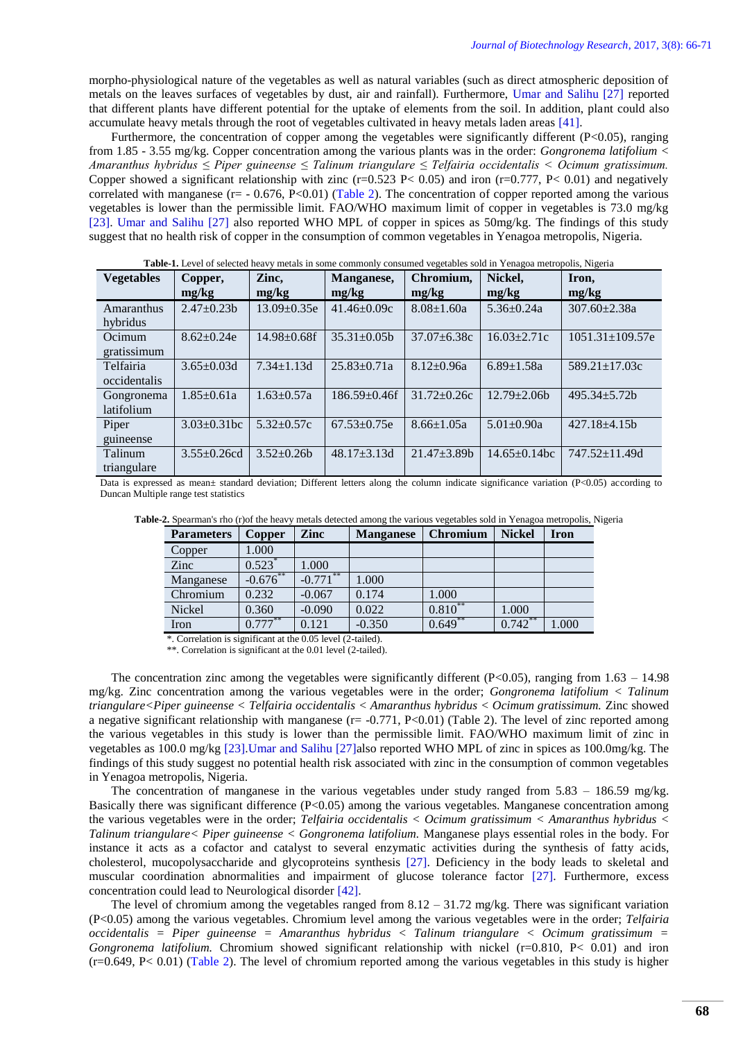morpho-physiological nature of the vegetables as well as natural variables (such as direct atmospheric deposition of metals on the leaves surfaces of vegetables by dust, air and rainfall). Furthermore, Umar and Salihu [27] reported that different plants have different potential for the uptake of elements from the soil. In addition, plant could also accumulate heavy metals through the root of vegetables cultivated in heavy metals laden areas [41].

Furthermore, the concentration of copper among the vegetables were significantly different (P<0.05), ranging from 1.85 - 3.55 mg/kg. Copper concentration among the various plants was in the order: *Gongronema latifolium < Amaranthus hybridus ≤ Piper guineense ≤ Talinum triangulare ≤ Telfairia occidentalis < Ocimum gratissimum.* Copper showed a significant relationship with zinc (r=0.523 P< 0.05) and iron (r=0.777, P< 0.01) and negatively correlated with manganese (r= - 0.676, P<0.01) (Table 2). The concentration of copper reported among the various vegetables is lower than the permissible limit. FAO/WHO maximum limit of copper in vegetables is 73.0 mg/kg [23]. Umar and Salihu [27] also reported WHO MPL of copper in spices as 50mg/kg. The findings of this study suggest that no health risk of copper in the consumption of common vegetables in Yenagoa metropolis, Nigeria.

**Table-1.** Level of selected heavy metals in some commonly consumed vegetables sold in Yenagoa metropolis, Nigeria

| Vegetables | Copper, mg/kg | Zinc, mg/kg | Manganese, mg/kg | Chromium, mg/kg | Nickel, mg/kg | Iron, mg/kg |
|---|---|---|---|---|---|---|
| Amaranthus hybridus | 2.47±0.23b | 13.09±0.35e | 41.46±0.09c | 8.08±1.60a | 5.36±0.24a | 307.60±2.38a |
| Ocimum gratissimum | 8.62±0.24e | 14.98±0.68f | 35.31±0.05b | 37.07±6.38c | 16.03±2.71c | 1051.31±109.57e |
| Telfairia occidentalis | 3.65±0.03d | 7.34±1.13d | 25.83±0.71a | 8.12±0.96a | 6.89±1.58a | 589.21±17.03c |
| Gongronema latifolium | 1.85±0.61a | 1.63±0.57a | 186.59±0.46f | 31.72±0.26c | 12.79±2.06b | 495.34±5.72b |
| Piper guineense | 3.03±0.31bc | 5.32±0.57c | 67.53±0.75e | 8.66±1.05a | 5.01±0.90a | 427.18±4.15b |
| Talinum triangulare | 3.55±0.26cd | 3.52±0.26b | 48.17±3.13d | 21.47±3.89b | 14.65±0.14bc | 747.52±11.49d |

Data is expressed as mean± standard deviation; Different letters along the column indicate significance variation (P<0.05) according to Duncan Multiple range test statistics

**Table-2.** Spearman's rho (r)of the heavy metals detected among the various vegetables sold in Yenagoa metropolis, Nigeria

| Parameters | Copper | Zinc | Manganese | Chromium | Nickel | Iron |
|---|---|---|---|---|---|---|
| Copper | 1.000 | | | | | |
| Zinc | 0.523* | 1.000 | | | | |
| Manganese | -0.676** | -0.771** | 1.000 | | | |
| Chromium | 0.232 | -0.067 | 0.174 | 1.000 | | |
| Nickel | 0.360 | -0.090 | 0.022 | 0.810** | 1.000 | |
| Iron | 0.777** | 0.121 | -0.350 | 0.649** | 0.742** | 1.000 |

*. Correlation is significant at the 0.05 level (2-tailed).
**. Correlation is significant at the 0.01 level (2-tailed).

The concentration zinc among the vegetables were significantly different (P<0.05), ranging from 1.63 – 14.98 mg/kg. Zinc concentration among the various vegetables were in the order; *Gongronema latifolium < Talinum triangulare<Piper guineense < Telfairia occidentalis < Amaranthus hybridus < Ocimum gratissimum.* Zinc showed a negative significant relationship with manganese (r= -0.771, P<0.01) (Table 2). The level of zinc reported among the various vegetables in this study is lower than the permissible limit. FAO/WHO maximum limit of zinc in vegetables as 100.0 mg/kg [23].Umar and Salihu [27]also reported WHO MPL of zinc in spices as 100.0mg/kg. The findings of this study suggest no potential health risk associated with zinc in the consumption of common vegetables in Yenagoa metropolis, Nigeria.

The concentration of manganese in the various vegetables under study ranged from 5.83 – 186.59 mg/kg. Basically there was significant difference (P<0.05) among the various vegetables. Manganese concentration among the various vegetables were in the order; *Telfairia occidentalis < Ocimum gratissimum < Amaranthus hybridus < Talinum triangulare< Piper guineense < Gongronema latifolium.* Manganese plays essential roles in the body. For instance it acts as a cofactor and catalyst to several enzymatic activities during the synthesis of fatty acids, cholesterol, mucopolysaccharide and glycoproteins synthesis [27]. Deficiency in the body leads to skeletal and muscular coordination abnormalities and impairment of glucose tolerance factor [27]. Furthermore, excess concentration could lead to Neurological disorder [42].

The level of chromium among the vegetables ranged from 8.12 – 31.72 mg/kg. There was significant variation (P<0.05) among the various vegetables. Chromium level among the various vegetables were in the order; *Telfairia occidentalis = Piper guineense = Amaranthus hybridus < Talinum triangulare < Ocimum gratissimum = Gongronema latifolium.* Chromium showed significant relationship with nickel (r=0.810, P< 0.01) and iron (r=0.649, P< 0.01) (Table 2). The level of chromium reported among the various vegetables in this study is higher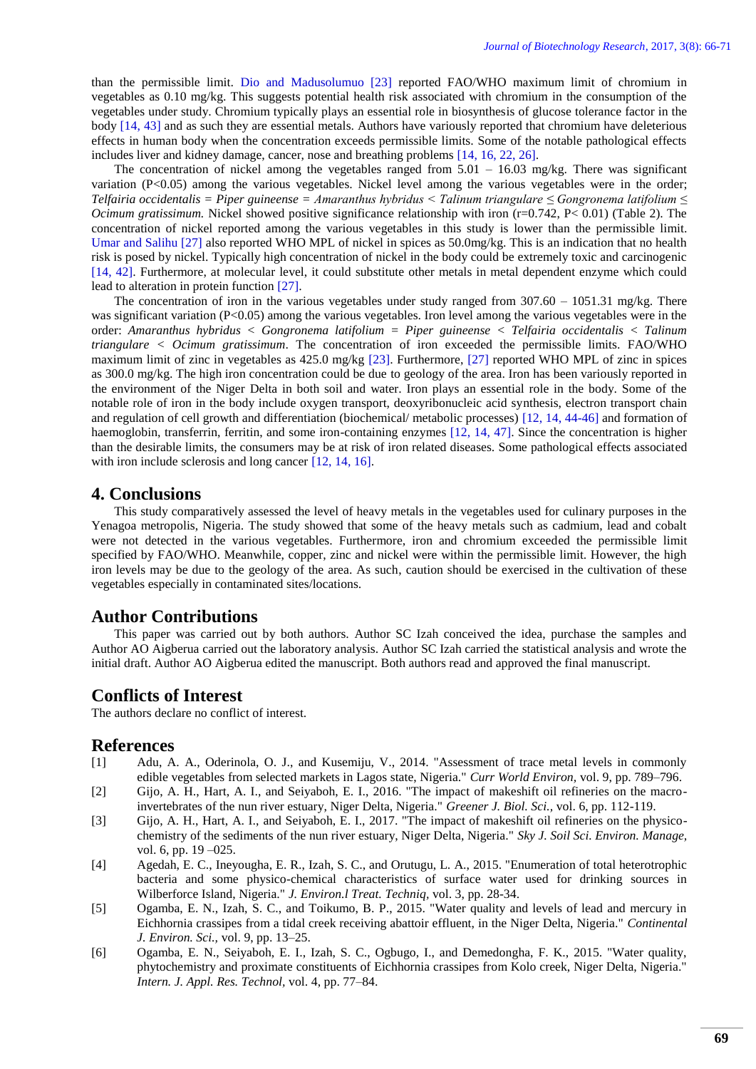than the permissible limit. Dio and Madusolumuo [23] reported FAO/WHO maximum limit of chromium in vegetables as 0.10 mg/kg. This suggests potential health risk associated with chromium in the consumption of the vegetables under study. Chromium typically plays an essential role in biosynthesis of glucose tolerance factor in the body [14, 43] and as such they are essential metals. Authors have variously reported that chromium have deleterious effects in human body when the concentration exceeds permissible limits. Some of the notable pathological effects includes liver and kidney damage, cancer, nose and breathing problems [14, 16, 22, 26].

The concentration of nickel among the vegetables ranged from 5.01 – 16.03 mg/kg. There was significant variation ($P<0.05$) among the various vegetables. Nickel level among the various vegetables were in the order; *Telfairia occidentalis* = *Piper guineense* = *Amaranthus hybridus* < *Talinum triangulare* ≤ *Gongronema latifolium* ≤ *Ocimum gratissimum.* Nickel showed positive significance relationship with iron ($r=0.742$, $P< 0.01$) (Table 2). The concentration of nickel reported among the various vegetables in this study is lower than the permissible limit. Umar and Salihu [27] also reported WHO MPL of nickel in spices as 50.0mg/kg. This is an indication that no health risk is posed by nickel. Typically high concentration of nickel in the body could be extremely toxic and carcinogenic [14, 42]. Furthermore, at molecular level, it could substitute other metals in metal dependent enzyme which could lead to alteration in protein function [27].

The concentration of iron in the various vegetables under study ranged from 307.60 – 1051.31 mg/kg. There was significant variation ($P<0.05$) among the various vegetables. Iron level among the various vegetables were in the order: *Amaranthus hybridus* < *Gongronema latifolium* = *Piper guineense* < *Telfairia occidentalis* < *Talinum triangulare* < *Ocimum gratissimum*. The concentration of iron exceeded the permissible limits. FAO/WHO maximum limit of zinc in vegetables as 425.0 mg/kg [23]. Furthermore, [27] reported WHO MPL of zinc in spices as 300.0 mg/kg. The high iron concentration could be due to geology of the area. Iron has been variously reported in the environment of the Niger Delta in both soil and water. Iron plays an essential role in the body. Some of the notable role of iron in the body include oxygen transport, deoxyribonucleic acid synthesis, electron transport chain and regulation of cell growth and differentiation (biochemical/ metabolic processes) [12, 14, 44-46] and formation of haemoglobin, transferrin, ferritin, and some iron-containing enzymes [12, 14, 47]. Since the concentration is higher than the desirable limits, the consumers may be at risk of iron related diseases. Some pathological effects associated with iron include sclerosis and long cancer [12, 14, 16].

## 4. Conclusions

This study comparatively assessed the level of heavy metals in the vegetables used for culinary purposes in the Yenagoa metropolis, Nigeria. The study showed that some of the heavy metals such as cadmium, lead and cobalt were not detected in the various vegetables. Furthermore, iron and chromium exceeded the permissible limit specified by FAO/WHO. Meanwhile, copper, zinc and nickel were within the permissible limit. However, the high iron levels may be due to the geology of the area. As such, caution should be exercised in the cultivation of these vegetables especially in contaminated sites/locations.

## Author Contributions

This paper was carried out by both authors. Author SC Izah conceived the idea, purchase the samples and Author AO Aigberua carried out the laboratory analysis. Author SC Izah carried the statistical analysis and wrote the initial draft. Author AO Aigberua edited the manuscript. Both authors read and approved the final manuscript.

## Conflicts of Interest

The authors declare no conflict of interest.

## References

[1] Adu, A. A., Oderinola, O. J., and Kusemiju, V., 2014. "Assessment of trace metal levels in commonly edible vegetables from selected markets in Lagos state, Nigeria." *Curr World Environ,* vol. 9, pp. 789–796.

[2] Gijo, A. H., Hart, A. I., and Seiyaboh, E. I., 2016. "The impact of makeshift oil refineries on the macro-invertebrates of the nun river estuary, Niger Delta, Nigeria." *Greener J. Biol. Sci.,* vol. 6, pp. 112-119.

[3] Gijo, A. H., Hart, A. I., and Seiyaboh, E. I., 2017. "The impact of makeshift oil refineries on the physico-chemistry of the sediments of the nun river estuary, Niger Delta, Nigeria." *Sky J. Soil Sci. Environ. Manage,* vol. 6, pp. 19 –025.

[4] Agedah, E. C., Ineyougha, E. R., Izah, S. C., and Orutugu, L. A., 2015. "Enumeration of total heterotrophic bacteria and some physico-chemical characteristics of surface water used for drinking sources in Wilberforce Island, Nigeria." *J. Environ.l Treat. Techniq,* vol. 3, pp. 28-34.

[5] Ogamba, E. N., Izah, S. C., and Toikumo, B. P., 2015. "Water quality and levels of lead and mercury in Eichhornia crassipes from a tidal creek receiving abattoir effluent, in the Niger Delta, Nigeria." *Continental J. Environ. Sci.,* vol. 9, pp. 13–25.

[6] Ogamba, E. N., Seiyaboh, E. I., Izah, S. C., Ogbugo, I., and Demedongha, F. K., 2015. "Water quality, phytochemistry and proximate constituents of Eichhornia crassipes from Kolo creek, Niger Delta, Nigeria." *Intern. J. Appl. Res. Technol,* vol. 4, pp. 77–84.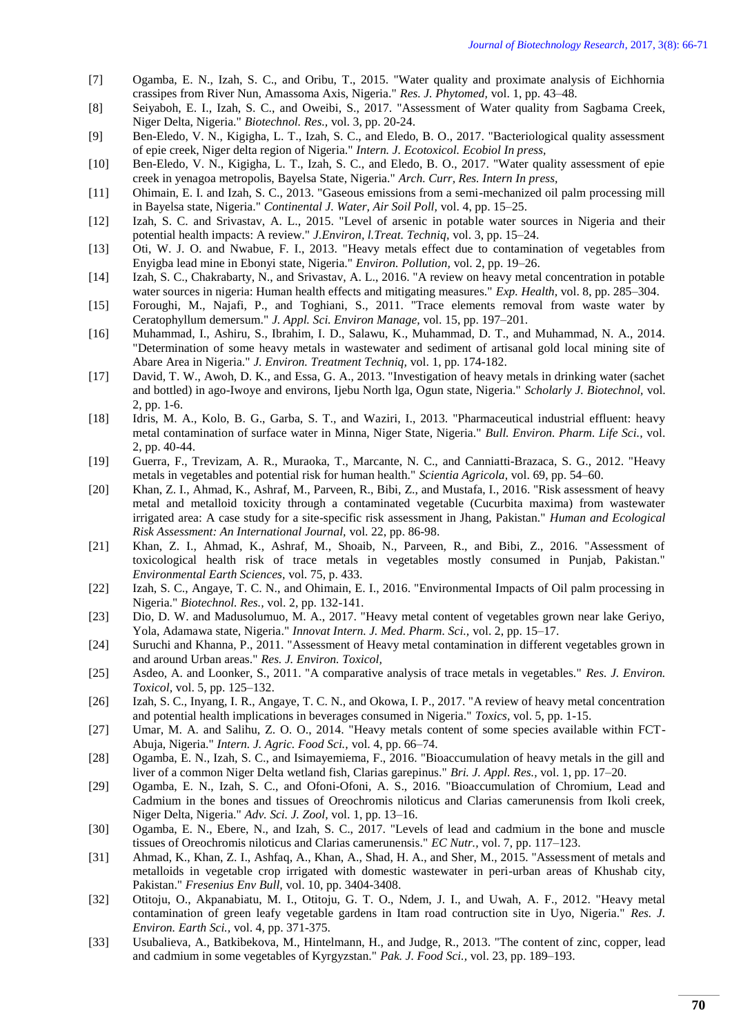[7] Ogamba, E. N., Izah, S. C., and Oribu, T., 2015. "Water quality and proximate analysis of Eichhornia crassipes from River Nun, Amassoma Axis, Nigeria." *Res. J. Phytomed,* vol. 1, pp. 43–48.

[8] Seiyaboh, E. I., Izah, S. C., and Oweibi, S., 2017. "Assessment of Water quality from Sagbama Creek, Niger Delta, Nigeria." *Biotechnol. Res.,* vol. 3, pp. 20-24.

[9] Ben-Eledo, V. N., Kigigha, L. T., Izah, S. C., and Eledo, B. O., 2017. "Bacteriological quality assessment of epie creek, Niger delta region of Nigeria." *Intern. J. Ecotoxicol. Ecobiol In press,*

[10] Ben-Eledo, V. N., Kigigha, L. T., Izah, S. C., and Eledo, B. O., 2017. "Water quality assessment of epie creek in yenagoa metropolis, Bayelsa State, Nigeria." *Arch. Curr, Res. Intern In press,*

[11] Ohimain, E. I. and Izah, S. C., 2013. "Gaseous emissions from a semi-mechanized oil palm processing mill in Bayelsa state, Nigeria." *Continental J. Water, Air Soil Poll,* vol. 4, pp. 15–25.

[12] Izah, S. C. and Srivastav, A. L., 2015. "Level of arsenic in potable water sources in Nigeria and their potential health impacts: A review." *J.Environ, l.Treat. Techniq,* vol. 3, pp. 15–24.

[13] Oti, W. J. O. and Nwabue, F. I., 2013. "Heavy metals effect due to contamination of vegetables from Enyigba lead mine in Ebonyi state, Nigeria." *Environ. Pollution,* vol. 2, pp. 19–26.

[14] Izah, S. C., Chakrabarty, N., and Srivastav, A. L., 2016. "A review on heavy metal concentration in potable water sources in nigeria: Human health effects and mitigating measures." *Exp. Health,* vol. 8, pp. 285–304.

[15] Foroughi, M., Najafi, P., and Toghiani, S., 2011. "Trace elements removal from waste water by Ceratophyllum demersum." *J. Appl. Sci. Environ Manage,* vol. 15, pp. 197–201.

[16] Muhammad, I., Ashiru, S., Ibrahim, I. D., Salawu, K., Muhammad, D. T., and Muhammad, N. A., 2014. "Determination of some heavy metals in wastewater and sediment of artisanal gold local mining site of Abare Area in Nigeria." *J. Environ. Treatment Techniq,* vol. 1, pp. 174-182.

[17] David, T. W., Awoh, D. K., and Essa, G. A., 2013. "Investigation of heavy metals in drinking water (sachet and bottled) in ago-Iwoye and environs, Ijebu North lga, Ogun state, Nigeria." *Scholarly J. Biotechnol,* vol. 2, pp. 1-6.

[18] Idris, M. A., Kolo, B. G., Garba, S. T., and Waziri, I., 2013. "Pharmaceutical industrial effluent: heavy metal contamination of surface water in Minna, Niger State, Nigeria." *Bull. Environ. Pharm. Life Sci.,* vol. 2, pp. 40-44.

[19] Guerra, F., Trevizam, A. R., Muraoka, T., Marcante, N. C., and Canniatti-Brazaca, S. G., 2012. "Heavy metals in vegetables and potential risk for human health." *Scientia Agricola,* vol. 69, pp. 54–60.

[20] Khan, Z. I., Ahmad, K., Ashraf, M., Parveen, R., Bibi, Z., and Mustafa, I., 2016. "Risk assessment of heavy metal and metalloid toxicity through a contaminated vegetable (Cucurbita maxima) from wastewater irrigated area: A case study for a site-specific risk assessment in Jhang, Pakistan." *Human and Ecological Risk Assessment: An International Journal,* vol. 22, pp. 86-98.

[21] Khan, Z. I., Ahmad, K., Ashraf, M., Shoaib, N., Parveen, R., and Bibi, Z., 2016. "Assessment of toxicological health risk of trace metals in vegetables mostly consumed in Punjab, Pakistan." *Environmental Earth Sciences,* vol. 75, p. 433.

[22] Izah, S. C., Angaye, T. C. N., and Ohimain, E. I., 2016. "Environmental Impacts of Oil palm processing in Nigeria." *Biotechnol. Res.,* vol. 2, pp. 132-141.

[23] Dio, D. W. and Madusolumuo, M. A., 2017. "Heavy metal content of vegetables grown near lake Geriyo, Yola, Adamawa state, Nigeria." *Innovat Intern. J. Med. Pharm. Sci.,* vol. 2, pp. 15–17.

[24] Suruchi and Khanna, P., 2011. "Assessment of Heavy metal contamination in different vegetables grown in and around Urban areas." *Res. J. Environ. Toxicol,*

[25] Asdeo, A. and Loonker, S., 2011. "A comparative analysis of trace metals in vegetables." *Res. J. Environ. Toxicol,* vol. 5, pp. 125–132.

[26] Izah, S. C., Inyang, I. R., Angaye, T. C. N., and Okowa, I. P., 2017. "A review of heavy metal concentration and potential health implications in beverages consumed in Nigeria." *Toxics,* vol. 5, pp. 1-15.

[27] Umar, M. A. and Salihu, Z. O. O., 2014. "Heavy metals content of some species available within FCT-Abuja, Nigeria." *Intern. J. Agric. Food Sci.,* vol. 4, pp. 66–74.

[28] Ogamba, E. N., Izah, S. C., and Isimayemiema, F., 2016. "Bioaccumulation of heavy metals in the gill and liver of a common Niger Delta wetland fish, Clarias garepinus." *Bri. J. Appl. Res.,* vol. 1, pp. 17–20.

[29] Ogamba, E. N., Izah, S. C., and Ofoni-Ofoni, A. S., 2016. "Bioaccumulation of Chromium, Lead and Cadmium in the bones and tissues of Oreochromis niloticus and Clarias camerunensis from Ikoli creek, Niger Delta, Nigeria." *Adv. Sci. J. Zool,* vol. 1, pp. 13–16.

[30] Ogamba, E. N., Ebere, N., and Izah, S. C., 2017. "Levels of lead and cadmium in the bone and muscle tissues of Oreochromis niloticus and Clarias camerunensis." *EC Nutr.,* vol. 7, pp. 117–123.

[31] Ahmad, K., Khan, Z. I., Ashfaq, A., Khan, A., Shad, H. A., and Sher, M., 2015. "Assessment of metals and metalloids in vegetable crop irrigated with domestic wastewater in peri-urban areas of Khushab city, Pakistan." *Fresenius Env Bull,* vol. 10, pp. 3404-3408.

[32] Otitoju, O., Akpanabiatu, M. I., Otitoju, G. T. O., Ndem, J. I., and Uwah, A. F., 2012. "Heavy metal contamination of green leafy vegetable gardens in Itam road contruction site in Uyo, Nigeria." *Res. J. Environ. Earth Sci.,* vol. 4, pp. 371-375.

[33] Usubalieva, A., Batkibekova, M., Hintelmann, H., and Judge, R., 2013. "The content of zinc, copper, lead and cadmium in some vegetables of Kyrgyzstan." *Pak. J. Food Sci.,* vol. 23, pp. 189–193.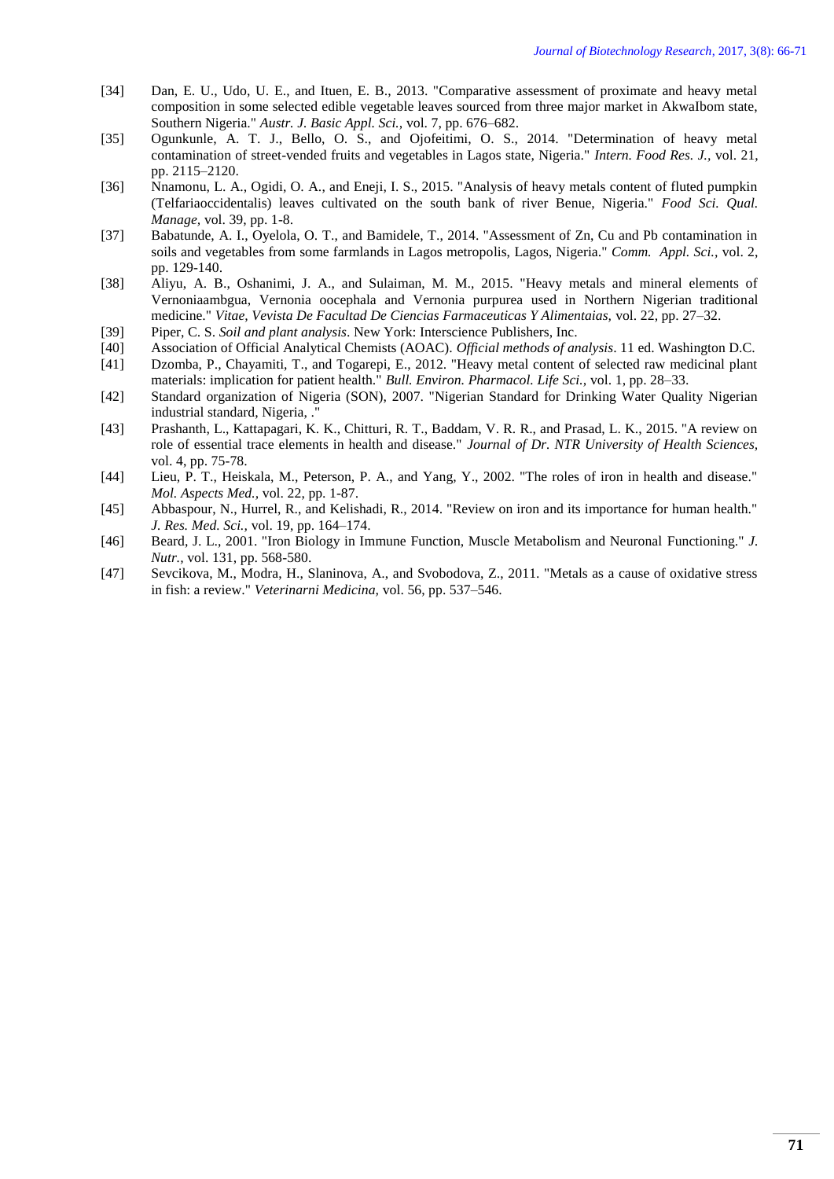[34] Dan, E. U., Udo, U. E., and Ituen, E. B., 2013. "Comparative assessment of proximate and heavy metal composition in some selected edible vegetable leaves sourced from three major market in AkwaIbom state, Southern Nigeria." *Austr. J. Basic Appl. Sci.,* vol. 7, pp. 676–682.

[35] Ogunkunle, A. T. J., Bello, O. S., and Ojofeitimi, O. S., 2014. "Determination of heavy metal contamination of street-vended fruits and vegetables in Lagos state, Nigeria." *Intern. Food Res. J.,* vol. 21, pp. 2115–2120.

[36] Nnamonu, L. A., Ogidi, O. A., and Eneji, I. S., 2015. "Analysis of heavy metals content of fluted pumpkin (Telfariaoccidentalis) leaves cultivated on the south bank of river Benue, Nigeria." *Food Sci. Qual. Manage,* vol. 39, pp. 1-8.

[37] Babatunde, A. I., Oyelola, O. T., and Bamidele, T., 2014. "Assessment of Zn, Cu and Pb contamination in soils and vegetables from some farmlands in Lagos metropolis, Lagos, Nigeria." *Comm. Appl. Sci.,* vol. 2, pp. 129-140.

[38] Aliyu, A. B., Oshanimi, J. A., and Sulaiman, M. M., 2015. "Heavy metals and mineral elements of Vernoniaambgua, Vernonia oocephala and Vernonia purpurea used in Northern Nigerian traditional medicine." *Vitae, Vevista De Facultad De Ciencias Farmaceuticas Y Alimentaias,* vol. 22, pp. 27–32.

[39] Piper, C. S. *Soil and plant analysis*. New York: Interscience Publishers, Inc.

[40] Association of Official Analytical Chemists (AOAC). *Official methods of analysis*. 11 ed. Washington D.C.

[41] Dzomba, P., Chayamiti, T., and Togarepi, E., 2012. "Heavy metal content of selected raw medicinal plant materials: implication for patient health." *Bull. Environ. Pharmacol. Life Sci.,* vol. 1, pp. 28–33.

[42] Standard organization of Nigeria (SON), 2007. "Nigerian Standard for Drinking Water Quality Nigerian industrial standard, Nigeria, ."

[43] Prashanth, L., Kattapagari, K. K., Chitturi, R. T., Baddam, V. R. R., and Prasad, L. K., 2015. "A review on role of essential trace elements in health and disease." *Journal of Dr. NTR University of Health Sciences,* vol. 4, pp. 75-78.

[44] Lieu, P. T., Heiskala, M., Peterson, P. A., and Yang, Y., 2002. "The roles of iron in health and disease." *Mol. Aspects Med.,* vol. 22, pp. 1-87.

[45] Abbaspour, N., Hurrel, R., and Kelishadi, R., 2014. "Review on iron and its importance for human health." *J. Res. Med. Sci.,* vol. 19, pp. 164–174.

[46] Beard, J. L., 2001. "Iron Biology in Immune Function, Muscle Metabolism and Neuronal Functioning." *J. Nutr.,* vol. 131, pp. 568-580.

[47] Sevcikova, M., Modra, H., Slaninova, A., and Svobodova, Z., 2011. "Metals as a cause of oxidative stress in fish: a review." *Veterinarni Medicina,* vol. 56, pp. 537–546.